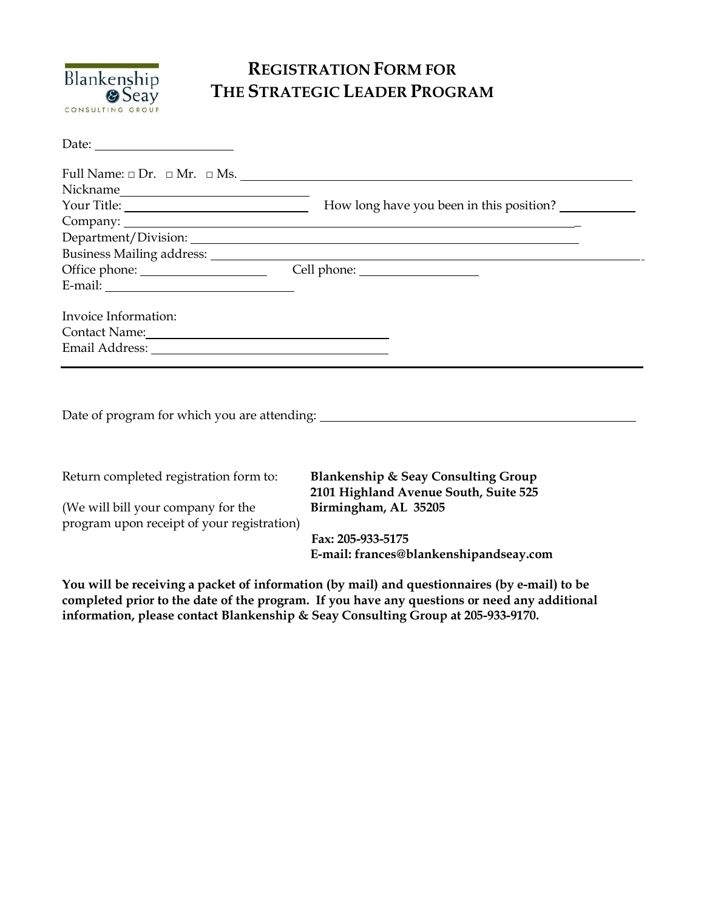Blankenship & Seay
CONSULTING GROUP

# REGISTRATION FORM FOR THE STRATEGIC LEADER PROGRAM

Date: ____________________

Full Name: □ Dr. □ Mr. □ Ms. ______________________________________________________

Nickname ___________________________

Your Title: ___________________________ How long have you been in this position? __________

Company: ______________________________________________________________________

Department/Division: ____________________________________________________________

Business Mailing address: _________________________________________________________

Office phone: __________________ Cell phone: _________________

E-mail: ____________________________

Invoice Information:

Contact Name: ___________________________________

Email Address: ___________________________________

---

Date of program for which you are attending: ______________________________________________

Return completed registration form to:

(We will bill your company for the program upon receipt of your registration)

**Blankenship & Seay Consulting Group**
**2101 Highland Avenue South, Suite 525**
**Birmingham, AL 35205**

**Fax: 205-933-5175**
**E-mail: frances@blankenshipandseay.com**

**You will be receiving a packet of information (by mail) and questionnaires (by e-mail) to be completed prior to the date of the program. If you have any questions or need any additional information, please contact Blankenship & Seay Consulting Group at 205-933-9170.**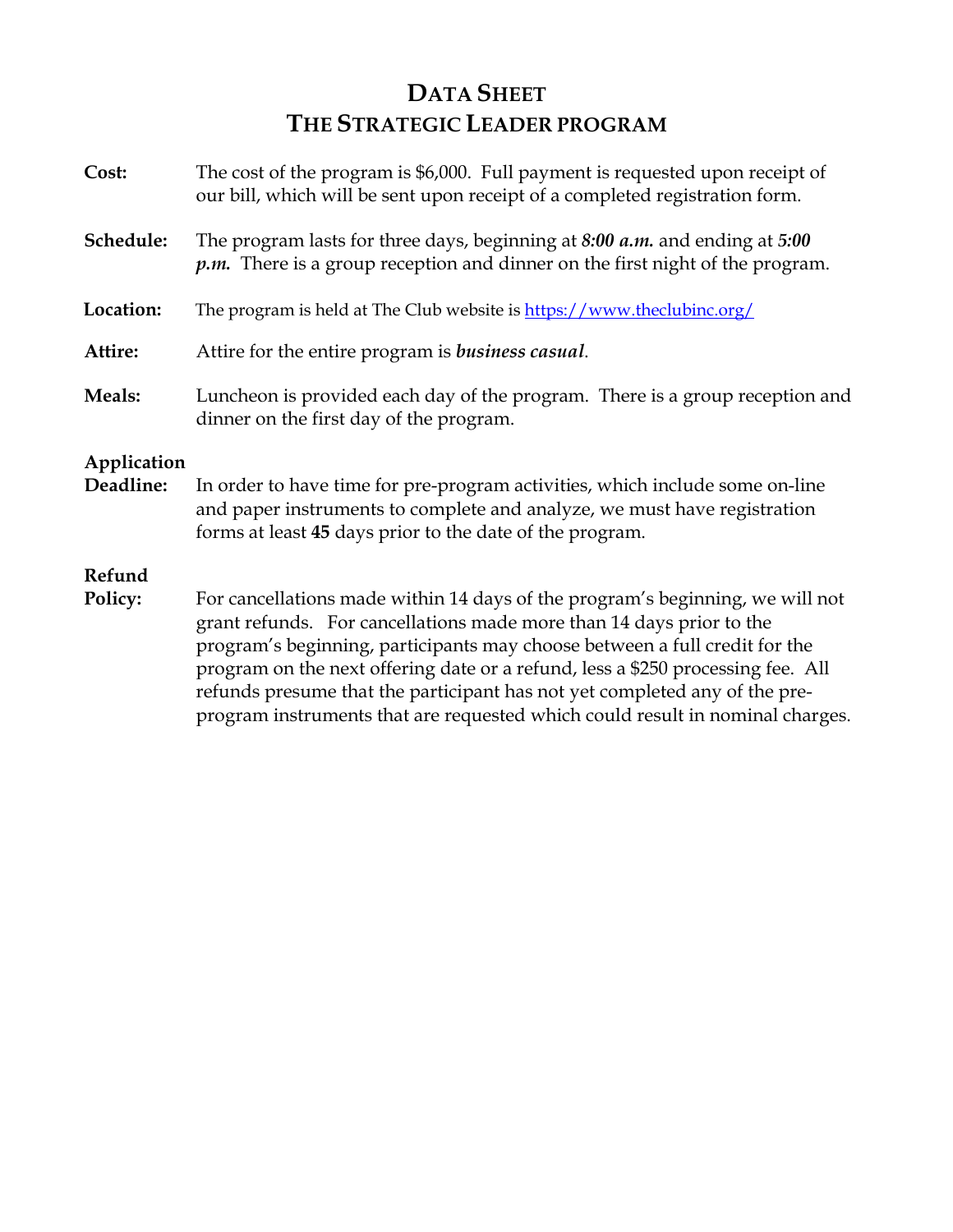# DATA SHEET
# THE STRATEGIC LEADER PROGRAM

**Cost:** The cost of the program is $6,000. Full payment is requested upon receipt of our bill, which will be sent upon receipt of a completed registration form.

**Schedule:** The program lasts for three days, beginning at ***8:00 a.m.*** and ending at ***5:00 p.m.*** There is a group reception and dinner on the first night of the program.

**Location:** The program is held at The Club website is [https://www.theclubinc.org/](https://www.theclubinc.org/)

**Attire:** Attire for the entire program is ***business casual***.

**Meals:** Luncheon is provided each day of the program. There is a group reception and dinner on the first day of the program.

**Application Deadline:** In order to have time for pre-program activities, which include some on-line and paper instruments to complete and analyze, we must have registration forms at least **45** days prior to the date of the program.

**Refund Policy:** For cancellations made within 14 days of the program's beginning, we will not grant refunds. For cancellations made more than 14 days prior to the program's beginning, participants may choose between a full credit for the program on the next offering date or a refund, less a $250 processing fee. All refunds presume that the participant has not yet completed any of the pre-program instruments that are requested which could result in nominal charges.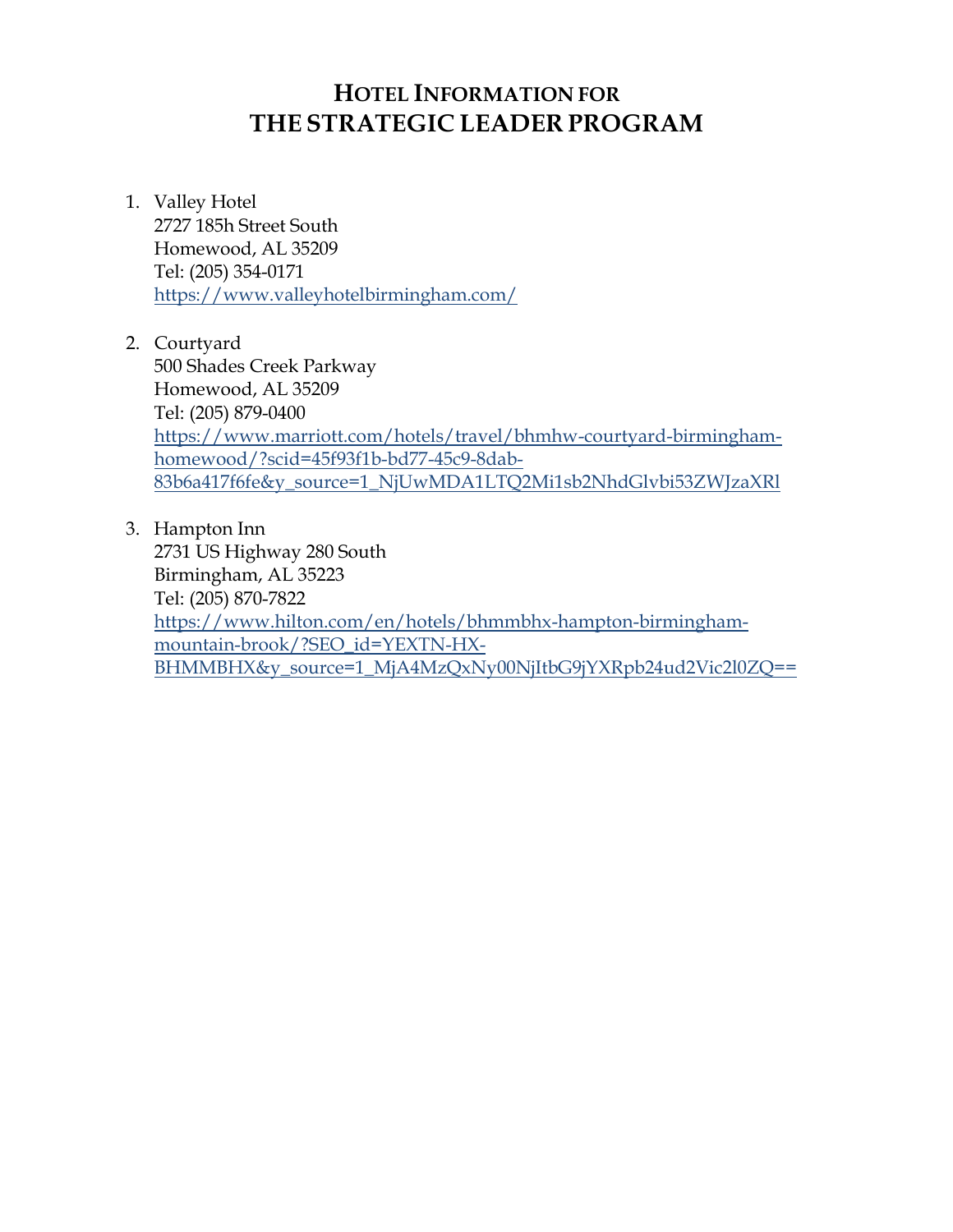# HOTEL INFORMATION FOR
# THE STRATEGIC LEADER PROGRAM

1. Valley Hotel
   2727 185h Street South
   Homewood, AL 35209
   Tel: (205) 354-0171
   https://www.valleyhotelbirmingham.com/

2. Courtyard
   500 Shades Creek Parkway
   Homewood, AL 35209
   Tel: (205) 879-0400
   https://www.marriott.com/hotels/travel/bhmhw-courtyard-birmingham-homewood/?scid=45f93f1b-bd77-45c9-8dab-83b6a417f6fe&y_source=1_NjUwMDA1LTQ2Mi1sb2NhdGlvbi53ZWJzaXRl

3. Hampton Inn
   2731 US Highway 280 South
   Birmingham, AL 35223
   Tel: (205) 870-7822
   https://www.hilton.com/en/hotels/bhmmbhx-hampton-birmingham-mountain-brook/?SEO_id=YEXTN-HX-BHMMBHX&y_source=1_MjA4MzQxNy00NjItbG9jYXRpb24ud2Vic2l0ZQ==